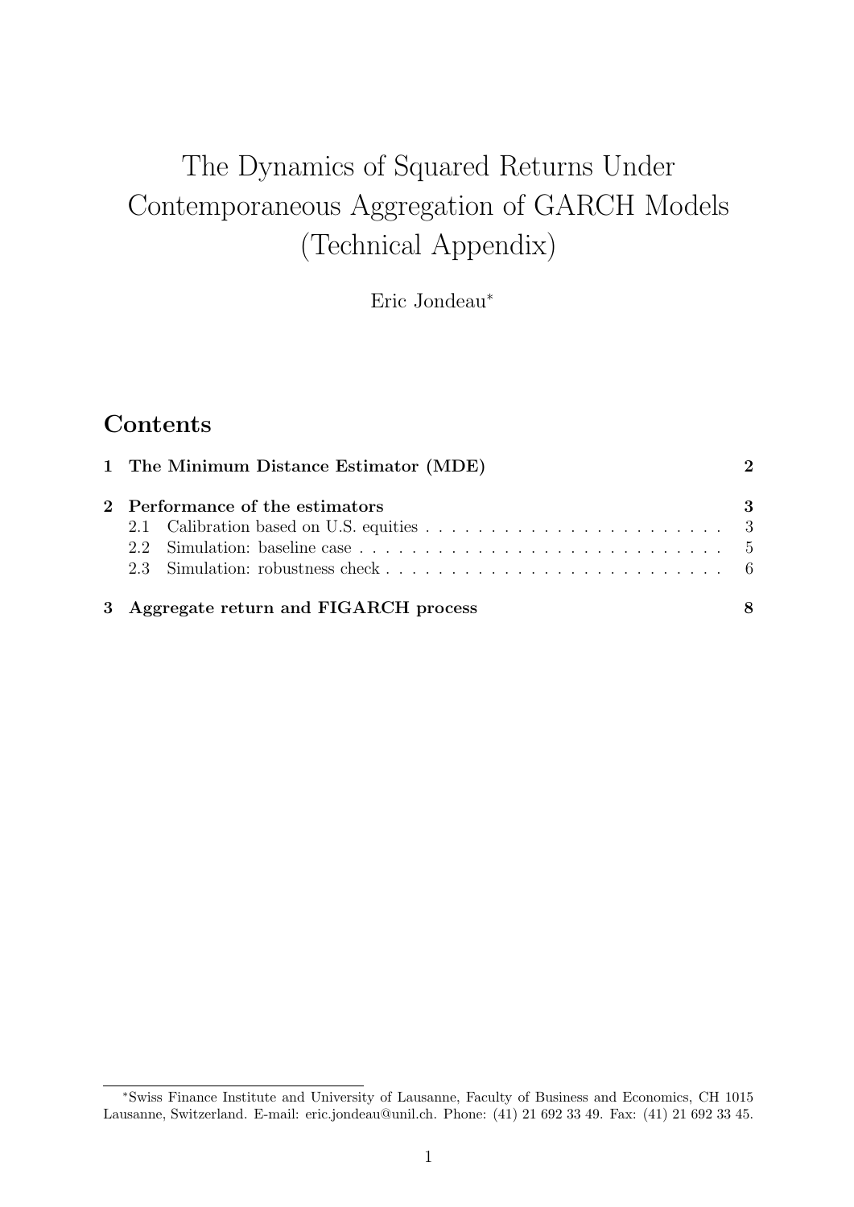# The Dynamics of Squared Returns Under Contemporaneous Aggregation of GARCH Models (Technical Appendix)

Eric Jondeau*

## Contents

**1 The Minimum Distance Estimator (MDE)** — **2**

**2 Performance of the estimators** — **3**

- 2.1 Calibration based on U.S. equities — 3
- 2.2 Simulation: baseline case — 5
- 2.3 Simulation: robustness check — 6

**3 Aggregate return and FIGARCH process** — **8**

---

*Swiss Finance Institute and University of Lausanne, Faculty of Business and Economics, CH 1015 Lausanne, Switzerland. E-mail: eric.jondeau@unil.ch. Phone: (41) 21 692 33 49. Fax: (41) 21 692 33 45.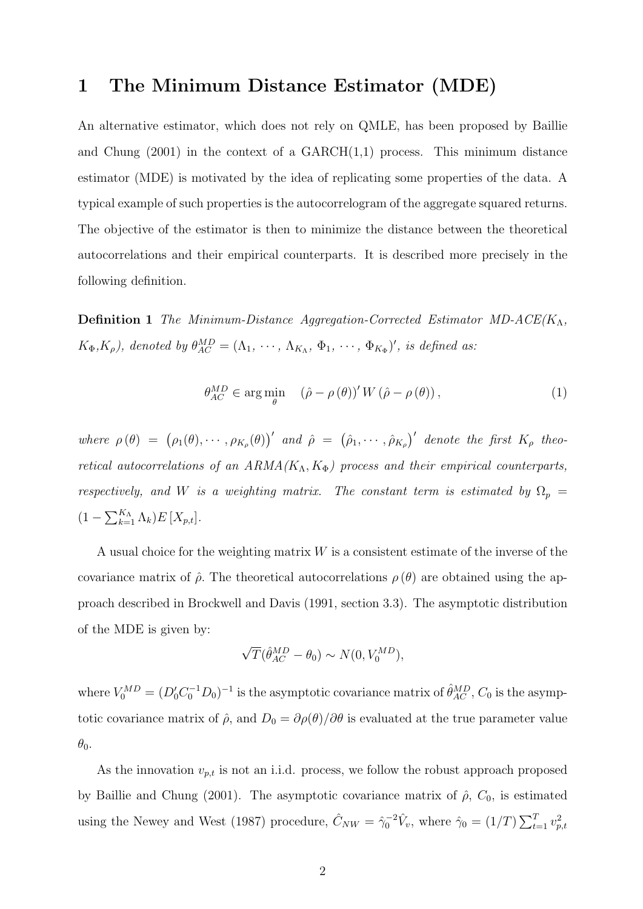# 1 The Minimum Distance Estimator (MDE)

An alternative estimator, which does not rely on QMLE, has been proposed by Baillie and Chung (2001) in the context of a GARCH(1,1) process. This minimum distance estimator (MDE) is motivated by the idea of replicating some properties of the data. A typical example of such properties is the autocorrelogram of the aggregate squared returns. The objective of the estimator is then to minimize the distance between the theoretical autocorrelations and their empirical counterparts. It is described more precisely in the following definition.

**Definition 1** *The Minimum-Distance Aggregation-Corrected Estimator MD-ACE($K_\Lambda$, $K_\Phi$,$K_\rho$), denoted by $\theta_{AC}^{MD} = (\Lambda_1, \cdots, \Lambda_{K_\Lambda}, \Phi_1, \cdots, \Phi_{K_\Phi})'$, is defined as:*

$$\theta_{AC}^{MD} \in \arg\min_{\theta} \quad (\hat{\rho} - \rho(\theta))' W (\hat{\rho} - \rho(\theta)), \tag{1}$$

*where $\rho(\theta) = \left(\rho_1(\theta), \cdots, \rho_{K_\rho}(\theta)\right)'$ and $\hat{\rho} = \left(\hat{\rho}_1, \cdots, \hat{\rho}_{K_\rho}\right)'$ denote the first $K_\rho$ theoretical autocorrelations of an ARMA($K_\Lambda, K_\Phi$) process and their empirical counterparts, respectively, and $W$ is a weighting matrix. The constant term is estimated by $\Omega_p = (1 - \sum_{k=1}^{K_\Lambda} \Lambda_k) E[X_{p,t}]$.*

A usual choice for the weighting matrix $W$ is a consistent estimate of the inverse of the covariance matrix of $\hat{\rho}$. The theoretical autocorrelations $\rho(\theta)$ are obtained using the approach described in Brockwell and Davis (1991, section 3.3). The asymptotic distribution of the MDE is given by:

$$\sqrt{T}(\hat{\theta}_{AC}^{MD} - \theta_0) \sim N(0, V_0^{MD}),$$

where $V_0^{MD} = (D_0' C_0^{-1} D_0)^{-1}$ is the asymptotic covariance matrix of $\hat{\theta}_{AC}^{MD}$, $C_0$ is the asymptotic covariance matrix of $\hat{\rho}$, and $D_0 = \partial\rho(\theta)/\partial\theta$ is evaluated at the true parameter value $\theta_0$.

As the innovation $v_{p,t}$ is not an i.i.d. process, we follow the robust approach proposed by Baillie and Chung (2001). The asymptotic covariance matrix of $\hat{\rho}$, $C_0$, is estimated using the Newey and West (1987) procedure, $\hat{C}_{NW} = \hat{\gamma}_0^{-2} \hat{V}_v$, where $\hat{\gamma}_0 = (1/T) \sum_{t=1}^{T} v_{p,t}^2$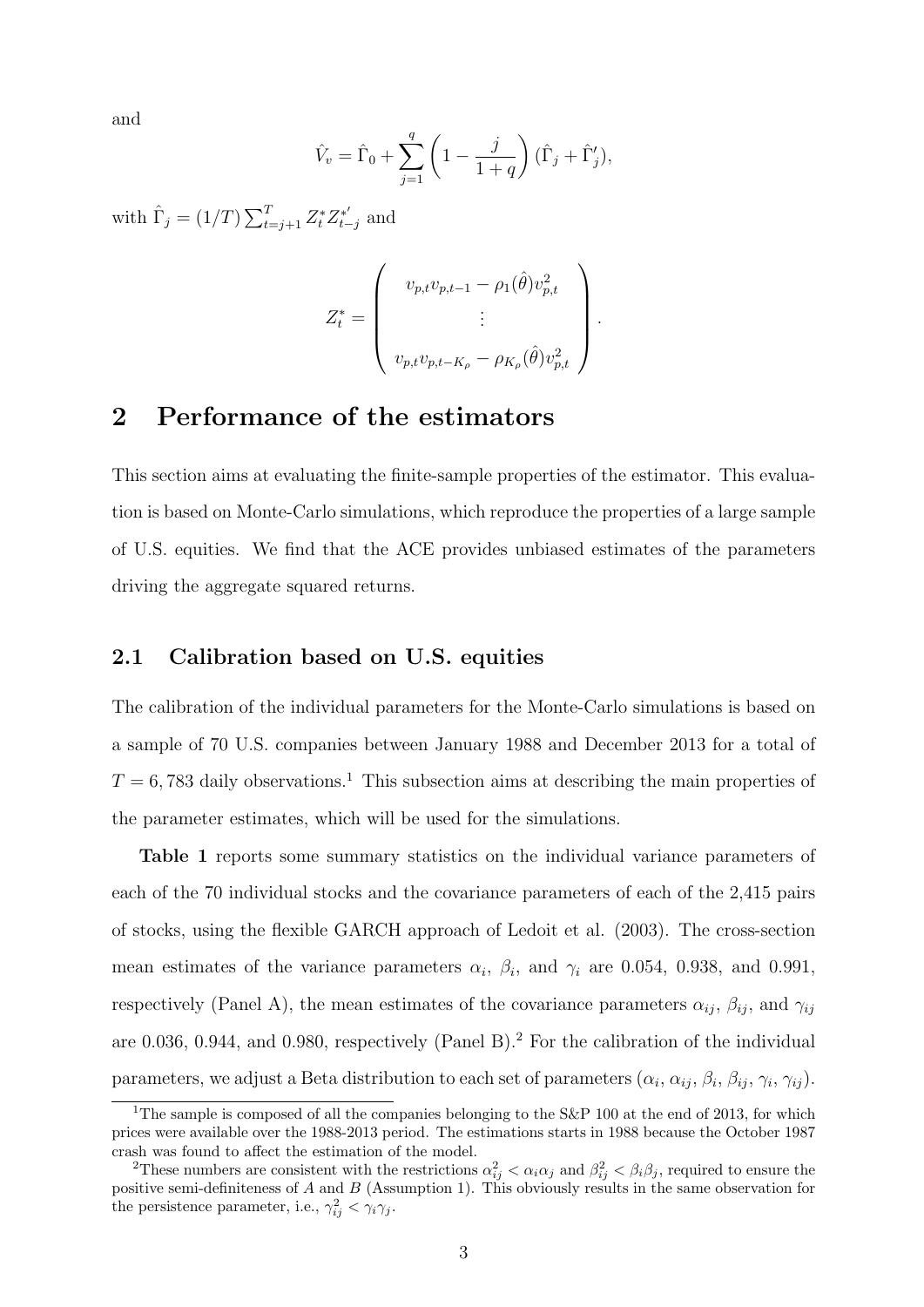and

$$\hat{V}_v = \hat{\Gamma}_0 + \sum_{j=1}^{q} \left(1 - \frac{j}{1+q}\right) (\hat{\Gamma}_j + \hat{\Gamma}_j'),$$

with $\hat{\Gamma}_j = (1/T) \sum_{t=j+1}^{T} Z_t^* Z_{t-j}^{*'}$ and

$$Z_t^* = \begin{pmatrix} v_{p,t} v_{p,t-1} - \rho_1(\hat{\theta}) v_{p,t}^2 \\ \vdots \\ v_{p,t} v_{p,t-K_\rho} - \rho_{K_\rho}(\hat{\theta}) v_{p,t}^2 \end{pmatrix}.$$

# 2 Performance of the estimators

This section aims at evaluating the finite-sample properties of the estimator. This evaluation is based on Monte-Carlo simulations, which reproduce the properties of a large sample of U.S. equities. We find that the ACE provides unbiased estimates of the parameters driving the aggregate squared returns.

## 2.1 Calibration based on U.S. equities

The calibration of the individual parameters for the Monte-Carlo simulations is based on a sample of 70 U.S. companies between January 1988 and December 2013 for a total of $T = 6,783$ daily observations.[1] This subsection aims at describing the main properties of the parameter estimates, which will be used for the simulations.

**Table 1** reports some summary statistics on the individual variance parameters of each of the 70 individual stocks and the covariance parameters of each of the 2,415 pairs of stocks, using the flexible GARCH approach of Ledoit et al. (2003). The cross-section mean estimates of the variance parameters $\alpha_i$, $\beta_i$, and $\gamma_i$ are 0.054, 0.938, and 0.991, respectively (Panel A), the mean estimates of the covariance parameters $\alpha_{ij}$, $\beta_{ij}$, and $\gamma_{ij}$ are 0.036, 0.944, and 0.980, respectively (Panel B).[2] For the calibration of the individual parameters, we adjust a Beta distribution to each set of parameters ($\alpha_i$, $\alpha_{ij}$, $\beta_i$, $\beta_{ij}$, $\gamma_i$, $\gamma_{ij}$).

[1] The sample is composed of all the companies belonging to the S&P 100 at the end of 2013, for which prices were available over the 1988-2013 period. The estimations starts in 1988 because the October 1987 crash was found to affect the estimation of the model.

[2] These numbers are consistent with the restrictions $\alpha_{ij}^2 < \alpha_i \alpha_j$ and $\beta_{ij}^2 < \beta_i \beta_j$, required to ensure the positive semi-definiteness of $A$ and $B$ (Assumption 1). This obviously results in the same observation for the persistence parameter, i.e., $\gamma_{ij}^2 < \gamma_i \gamma_j$.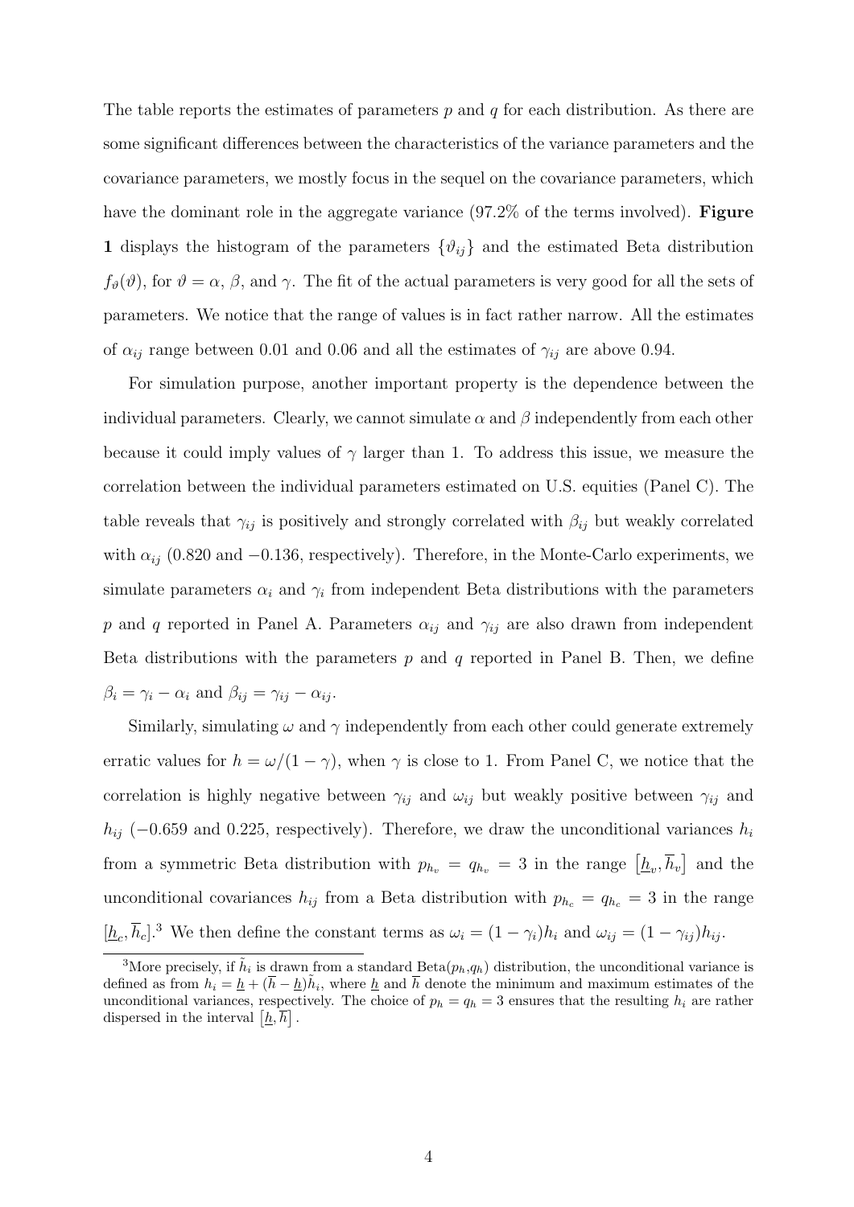The table reports the estimates of parameters $p$ and $q$ for each distribution. As there are some significant differences between the characteristics of the variance parameters and the covariance parameters, we mostly focus in the sequel on the covariance parameters, which have the dominant role in the aggregate variance (97.2% of the terms involved). **Figure 1** displays the histogram of the parameters $\{\vartheta_{ij}\}$ and the estimated Beta distribution $f_\vartheta(\vartheta)$, for $\vartheta = \alpha$, $\beta$, and $\gamma$. The fit of the actual parameters is very good for all the sets of parameters. We notice that the range of values is in fact rather narrow. All the estimates of $\alpha_{ij}$ range between 0.01 and 0.06 and all the estimates of $\gamma_{ij}$ are above 0.94.

For simulation purpose, another important property is the dependence between the individual parameters. Clearly, we cannot simulate $\alpha$ and $\beta$ independently from each other because it could imply values of $\gamma$ larger than 1. To address this issue, we measure the correlation between the individual parameters estimated on U.S. equities (Panel C). The table reveals that $\gamma_{ij}$ is positively and strongly correlated with $\beta_{ij}$ but weakly correlated with $\alpha_{ij}$ (0.820 and $-0.136$, respectively). Therefore, in the Monte-Carlo experiments, we simulate parameters $\alpha_i$ and $\gamma_i$ from independent Beta distributions with the parameters $p$ and $q$ reported in Panel A. Parameters $\alpha_{ij}$ and $\gamma_{ij}$ are also drawn from independent Beta distributions with the parameters $p$ and $q$ reported in Panel B. Then, we define $\beta_i = \gamma_i - \alpha_i$ and $\beta_{ij} = \gamma_{ij} - \alpha_{ij}$.

Similarly, simulating $\omega$ and $\gamma$ independently from each other could generate extremely erratic values for $h = \omega/(1-\gamma)$, when $\gamma$ is close to 1. From Panel C, we notice that the correlation is highly negative between $\gamma_{ij}$ and $\omega_{ij}$ but weakly positive between $\gamma_{ij}$ and $h_{ij}$ ($-0.659$ and 0.225, respectively). Therefore, we draw the unconditional variances $h_i$ from a symmetric Beta distribution with $p_{h_v} = q_{h_v} = 3$ in the range $\left[\underline{h}_v, \overline{h}_v\right]$ and the unconditional covariances $h_{ij}$ from a Beta distribution with $p_{h_c} = q_{h_c} = 3$ in the range $[\underline{h}_c, \overline{h}_c]$.[3] We then define the constant terms as $\omega_i = (1-\gamma_i)h_i$ and $\omega_{ij} = (1-\gamma_{ij})h_{ij}$.

[3]More precisely, if $\tilde{h}_i$ is drawn from a standard Beta($p_h$,$q_h$) distribution, the unconditional variance is defined as from $h_i = \underline{h} + (\overline{h} - \underline{h})\tilde{h}_i$, where $\underline{h}$ and $\overline{h}$ denote the minimum and maximum estimates of the unconditional variances, respectively. The choice of $p_h = q_h = 3$ ensures that the resulting $h_i$ are rather dispersed in the interval $\left[\underline{h}, \overline{h}\right]$.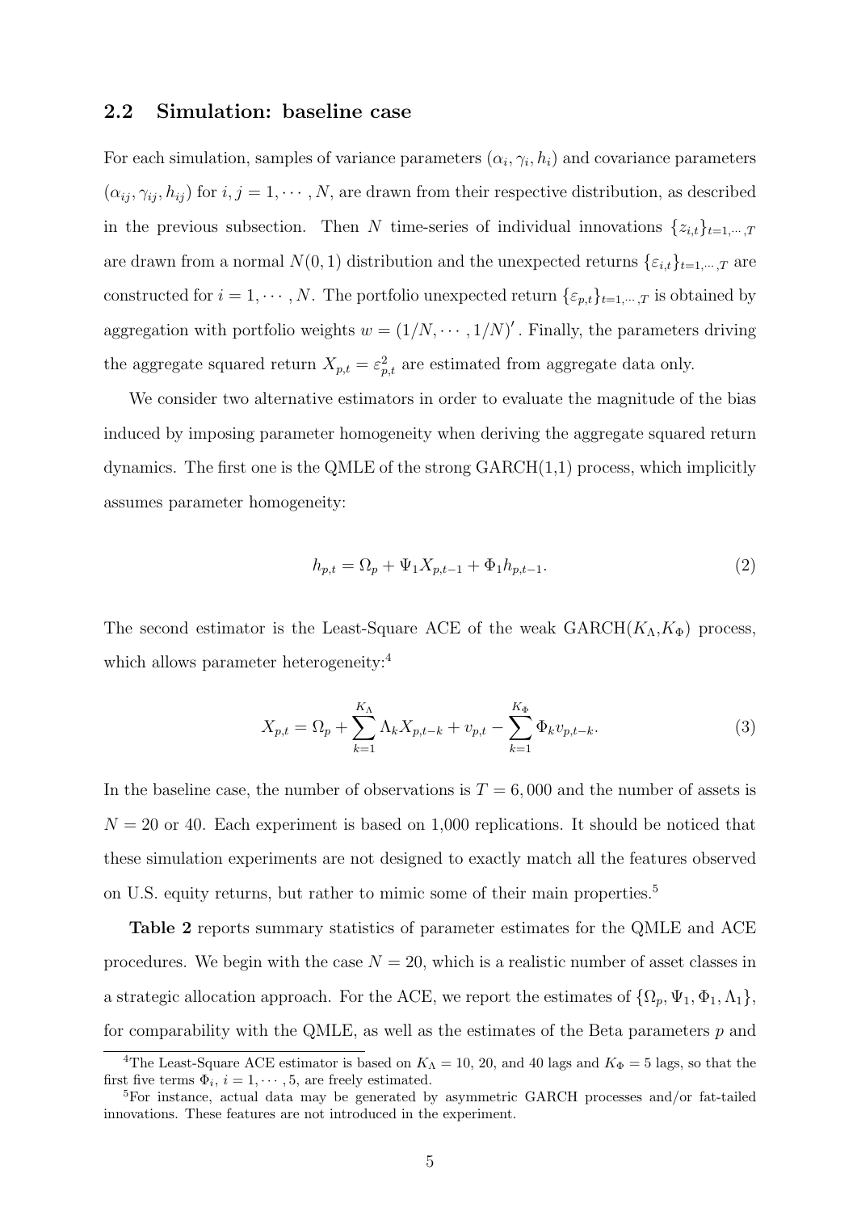## 2.2 Simulation: baseline case

For each simulation, samples of variance parameters $(\alpha_i, \gamma_i, h_i)$ and covariance parameters $(\alpha_{ij}, \gamma_{ij}, h_{ij})$ for $i, j = 1, \cdots, N$, are drawn from their respective distribution, as described in the previous subsection. Then $N$ time-series of individual innovations $\{z_{i,t}\}_{t=1,\cdots,T}$ are drawn from a normal $N(0,1)$ distribution and the unexpected returns $\{\varepsilon_{i,t}\}_{t=1,\cdots,T}$ are constructed for $i = 1, \cdots, N$. The portfolio unexpected return $\{\varepsilon_{p,t}\}_{t=1,\cdots,T}$ is obtained by aggregation with portfolio weights $w = (1/N, \cdots, 1/N)'$. Finally, the parameters driving the aggregate squared return $X_{p,t} = \varepsilon_{p,t}^2$ are estimated from aggregate data only.

We consider two alternative estimators in order to evaluate the magnitude of the bias induced by imposing parameter homogeneity when deriving the aggregate squared return dynamics. The first one is the QMLE of the strong GARCH(1,1) process, which implicitly assumes parameter homogeneity:

$$h_{p,t} = \Omega_p + \Psi_1 X_{p,t-1} + \Phi_1 h_{p,t-1}. \tag{2}$$

The second estimator is the Least-Square ACE of the weak GARCH($K_\Lambda$,$K_\Phi$) process, which allows parameter heterogeneity:[4]

$$X_{p,t} = \Omega_p + \sum_{k=1}^{K_\Lambda} \Lambda_k X_{p,t-k} + v_{p,t} - \sum_{k=1}^{K_\Phi} \Phi_k v_{p,t-k}. \tag{3}$$

In the baseline case, the number of observations is $T = 6,000$ and the number of assets is $N = 20$ or 40. Each experiment is based on 1,000 replications. It should be noticed that these simulation experiments are not designed to exactly match all the features observed on U.S. equity returns, but rather to mimic some of their main properties.[5]

**Table 2** reports summary statistics of parameter estimates for the QMLE and ACE procedures. We begin with the case $N = 20$, which is a realistic number of asset classes in a strategic allocation approach. For the ACE, we report the estimates of $\{\Omega_p, \Psi_1, \Phi_1, \Lambda_1\}$, for comparability with the QMLE, as well as the estimates of the Beta parameters $p$ and

---

[4] The Least-Square ACE estimator is based on $K_\Lambda = 10$, 20, and 40 lags and $K_\Phi = 5$ lags, so that the first five terms $\Phi_i$, $i = 1, \cdots, 5$, are freely estimated.

[5] For instance, actual data may be generated by asymmetric GARCH processes and/or fat-tailed innovations. These features are not introduced in the experiment.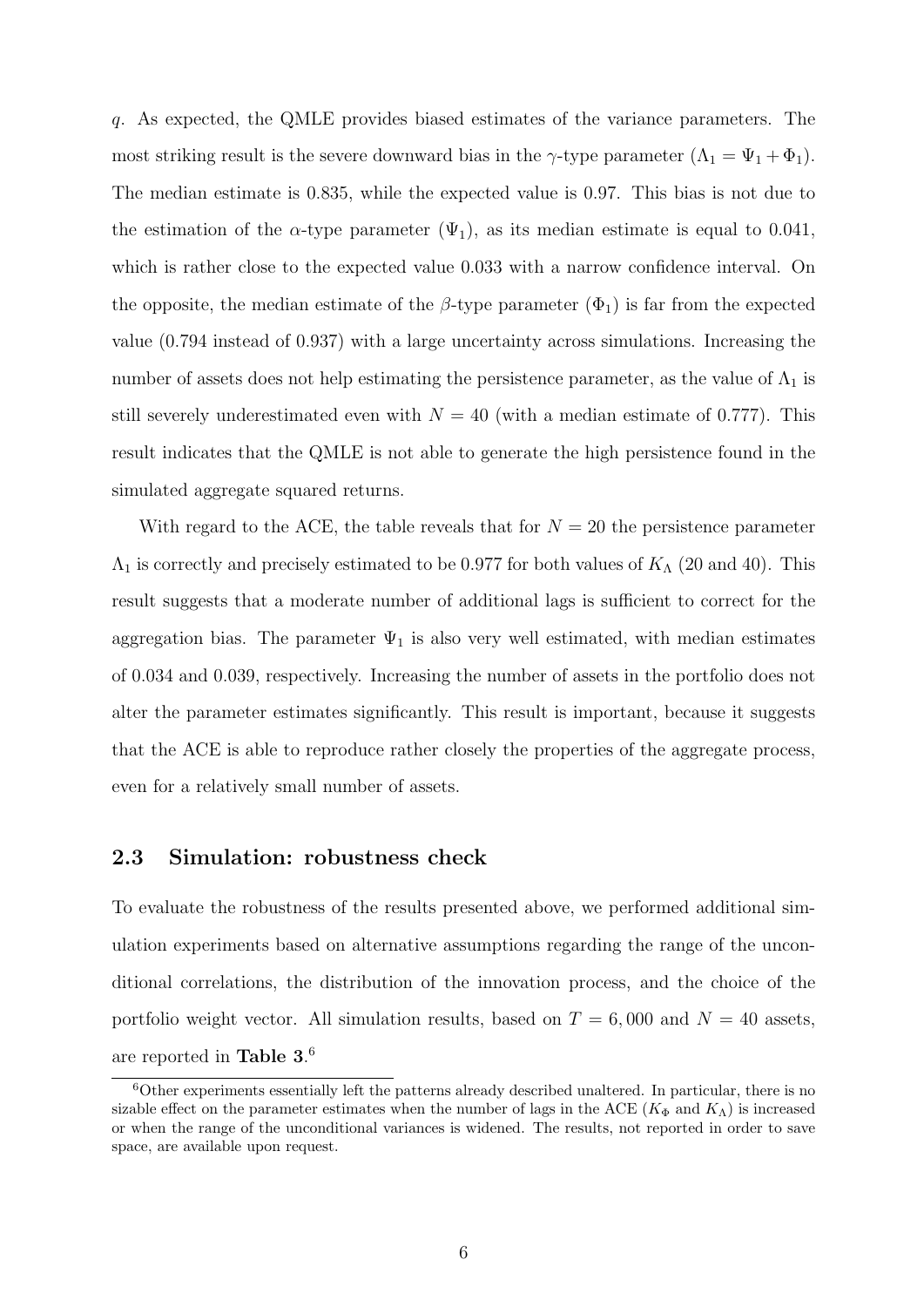$q$. As expected, the QMLE provides biased estimates of the variance parameters. The most striking result is the severe downward bias in the $\gamma$-type parameter ($\Lambda_1 = \Psi_1 + \Phi_1$). The median estimate is 0.835, while the expected value is 0.97. This bias is not due to the estimation of the $\alpha$-type parameter ($\Psi_1$), as its median estimate is equal to 0.041, which is rather close to the expected value 0.033 with a narrow confidence interval. On the opposite, the median estimate of the $\beta$-type parameter ($\Phi_1$) is far from the expected value (0.794 instead of 0.937) with a large uncertainty across simulations. Increasing the number of assets does not help estimating the persistence parameter, as the value of $\Lambda_1$ is still severely underestimated even with $N = 40$ (with a median estimate of 0.777). This result indicates that the QMLE is not able to generate the high persistence found in the simulated aggregate squared returns.

With regard to the ACE, the table reveals that for $N = 20$ the persistence parameter $\Lambda_1$ is correctly and precisely estimated to be 0.977 for both values of $K_\Lambda$ (20 and 40). This result suggests that a moderate number of additional lags is sufficient to correct for the aggregation bias. The parameter $\Psi_1$ is also very well estimated, with median estimates of 0.034 and 0.039, respectively. Increasing the number of assets in the portfolio does not alter the parameter estimates significantly. This result is important, because it suggests that the ACE is able to reproduce rather closely the properties of the aggregate process, even for a relatively small number of assets.

## 2.3 Simulation: robustness check

To evaluate the robustness of the results presented above, we performed additional simulation experiments based on alternative assumptions regarding the range of the unconditional correlations, the distribution of the innovation process, and the choice of the portfolio weight vector. All simulation results, based on $T = 6,000$ and $N = 40$ assets, are reported in **Table 3**.[6]

[6] Other experiments essentially left the patterns already described unaltered. In particular, there is no sizable effect on the parameter estimates when the number of lags in the ACE ($K_\Phi$ and $K_\Lambda$) is increased or when the range of the unconditional variances is widened. The results, not reported in order to save space, are available upon request.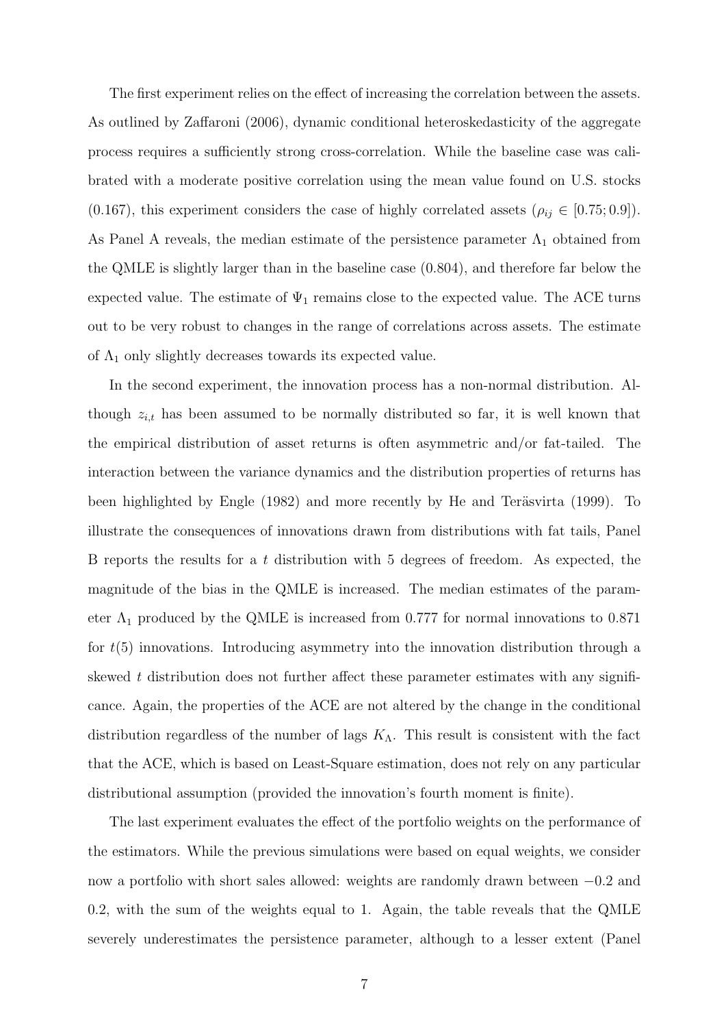The first experiment relies on the effect of increasing the correlation between the assets. As outlined by Zaffaroni (2006), dynamic conditional heteroskedasticity of the aggregate process requires a sufficiently strong cross-correlation. While the baseline case was calibrated with a moderate positive correlation using the mean value found on U.S. stocks (0.167), this experiment considers the case of highly correlated assets ($\rho_{ij} \in [0.75; 0.9]$). As Panel A reveals, the median estimate of the persistence parameter $\Lambda_1$ obtained from the QMLE is slightly larger than in the baseline case (0.804), and therefore far below the expected value. The estimate of $\Psi_1$ remains close to the expected value. The ACE turns out to be very robust to changes in the range of correlations across assets. The estimate of $\Lambda_1$ only slightly decreases towards its expected value.

In the second experiment, the innovation process has a non-normal distribution. Although $z_{i,t}$ has been assumed to be normally distributed so far, it is well known that the empirical distribution of asset returns is often asymmetric and/or fat-tailed. The interaction between the variance dynamics and the distribution properties of returns has been highlighted by Engle (1982) and more recently by He and Teräsvirta (1999). To illustrate the consequences of innovations drawn from distributions with fat tails, Panel B reports the results for a $t$ distribution with 5 degrees of freedom. As expected, the magnitude of the bias in the QMLE is increased. The median estimates of the parameter $\Lambda_1$ produced by the QMLE is increased from 0.777 for normal innovations to 0.871 for $t(5)$ innovations. Introducing asymmetry into the innovation distribution through a skewed $t$ distribution does not further affect these parameter estimates with any significance. Again, the properties of the ACE are not altered by the change in the conditional distribution regardless of the number of lags $K_\Lambda$. This result is consistent with the fact that the ACE, which is based on Least-Square estimation, does not rely on any particular distributional assumption (provided the innovation's fourth moment is finite).

The last experiment evaluates the effect of the portfolio weights on the performance of the estimators. While the previous simulations were based on equal weights, we consider now a portfolio with short sales allowed: weights are randomly drawn between $-0.2$ and 0.2, with the sum of the weights equal to 1. Again, the table reveals that the QMLE severely underestimates the persistence parameter, although to a lesser extent (Panel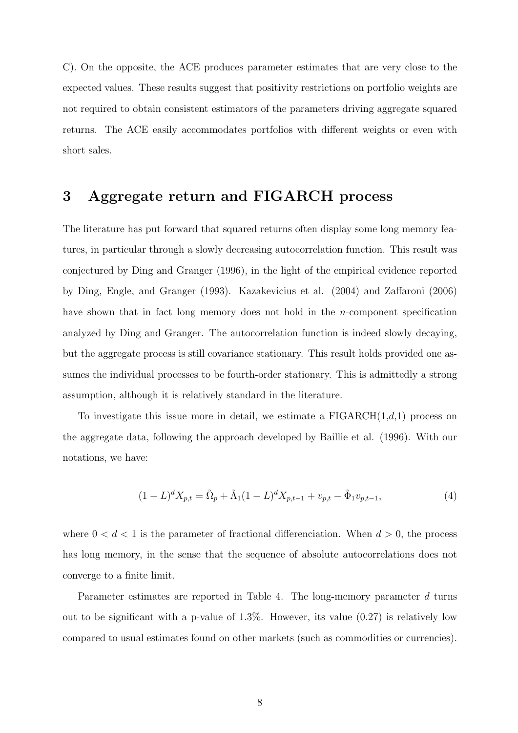C). On the opposite, the ACE produces parameter estimates that are very close to the expected values. These results suggest that positivity restrictions on portfolio weights are not required to obtain consistent estimators of the parameters driving aggregate squared returns. The ACE easily accommodates portfolios with different weights or even with short sales.

## 3 Aggregate return and FIGARCH process

The literature has put forward that squared returns often display some long memory features, in particular through a slowly decreasing autocorrelation function. This result was conjectured by Ding and Granger (1996), in the light of the empirical evidence reported by Ding, Engle, and Granger (1993). Kazakevicius et al. (2004) and Zaffaroni (2006) have shown that in fact long memory does not hold in the $n$-component specification analyzed by Ding and Granger. The autocorrelation function is indeed slowly decaying, but the aggregate process is still covariance stationary. This result holds provided one assumes the individual processes to be fourth-order stationary. This is admittedly a strong assumption, although it is relatively standard in the literature.

To investigate this issue more in detail, we estimate a FIGARCH(1,$d$,1) process on the aggregate data, following the approach developed by Baillie et al. (1996). With our notations, we have:

$$(1-L)^d X_{p,t} = \tilde{\Omega}_p + \tilde{\Lambda}_1 (1-L)^d X_{p,t-1} + v_{p,t} - \tilde{\Phi}_1 v_{p,t-1}, \tag{4}$$

where $0 < d < 1$ is the parameter of fractional differenciation. When $d > 0$, the process has long memory, in the sense that the sequence of absolute autocorrelations does not converge to a finite limit.

Parameter estimates are reported in Table 4. The long-memory parameter $d$ turns out to be significant with a p-value of 1.3%. However, its value (0.27) is relatively low compared to usual estimates found on other markets (such as commodities or currencies).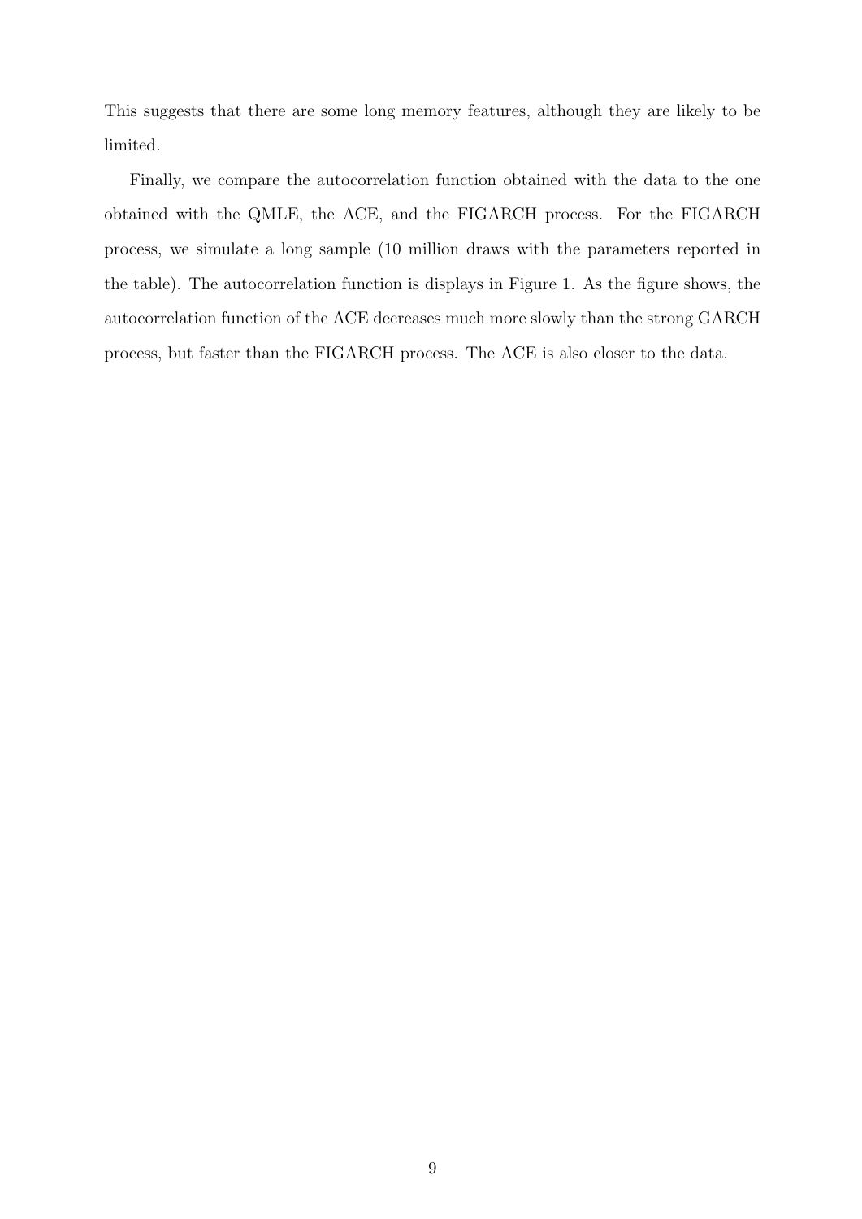This suggests that there are some long memory features, although they are likely to be limited.

Finally, we compare the autocorrelation function obtained with the data to the one obtained with the QMLE, the ACE, and the FIGARCH process. For the FIGARCH process, we simulate a long sample (10 million draws with the parameters reported in the table). The autocorrelation function is displays in Figure 1. As the figure shows, the autocorrelation function of the ACE decreases much more slowly than the strong GARCH process, but faster than the FIGARCH process. The ACE is also closer to the data.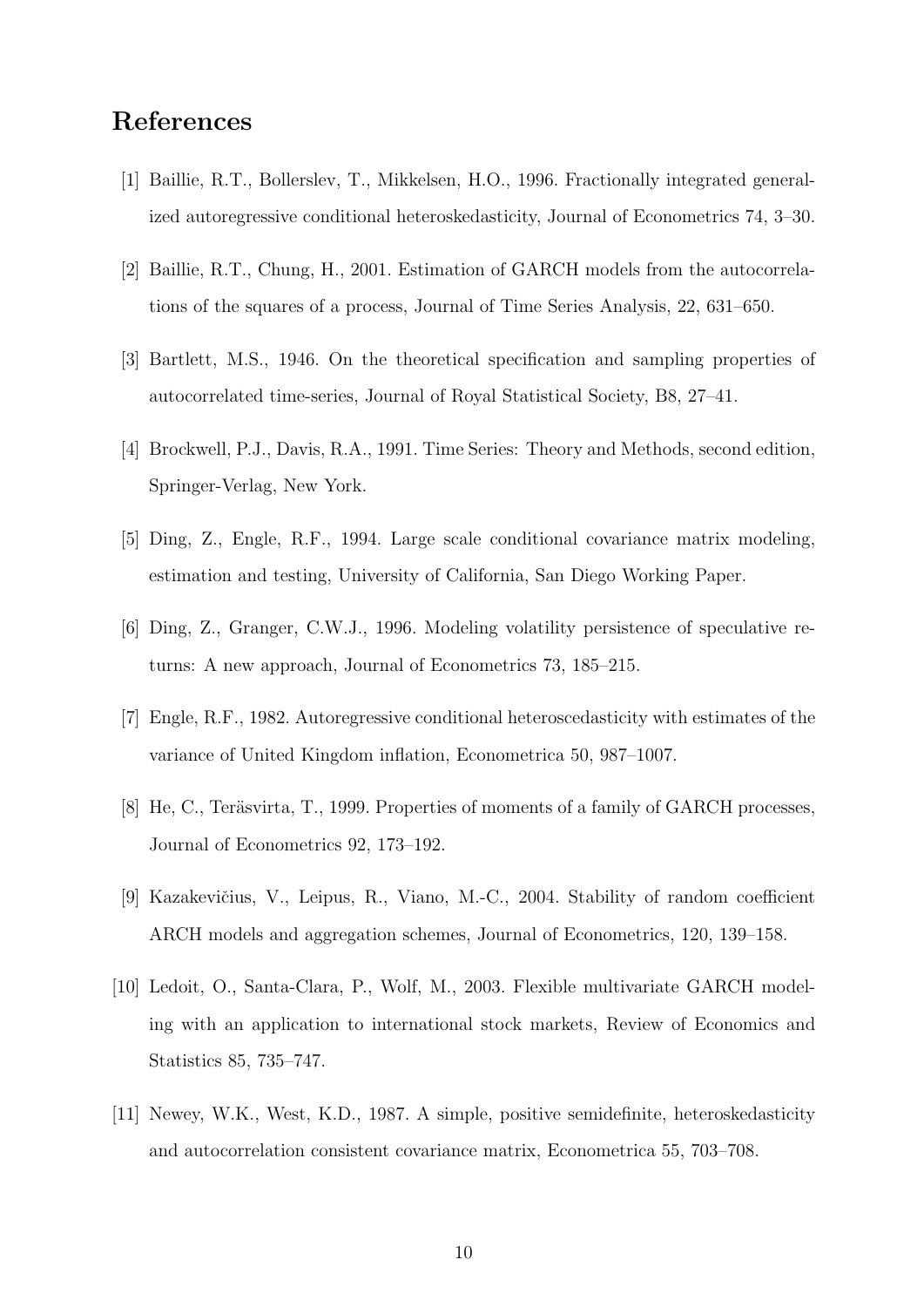## References

[1] Baillie, R.T., Bollerslev, T., Mikkelsen, H.O., 1996. Fractionally integrated generalized autoregressive conditional heteroskedasticity, Journal of Econometrics 74, 3–30.

[2] Baillie, R.T., Chung, H., 2001. Estimation of GARCH models from the autocorrelations of the squares of a process, Journal of Time Series Analysis, 22, 631–650.

[3] Bartlett, M.S., 1946. On the theoretical specification and sampling properties of autocorrelated time-series, Journal of Royal Statistical Society, B8, 27–41.

[4] Brockwell, P.J., Davis, R.A., 1991. Time Series: Theory and Methods, second edition, Springer-Verlag, New York.

[5] Ding, Z., Engle, R.F., 1994. Large scale conditional covariance matrix modeling, estimation and testing, University of California, San Diego Working Paper.

[6] Ding, Z., Granger, C.W.J., 1996. Modeling volatility persistence of speculative returns: A new approach, Journal of Econometrics 73, 185–215.

[7] Engle, R.F., 1982. Autoregressive conditional heteroscedasticity with estimates of the variance of United Kingdom inflation, Econometrica 50, 987–1007.

[8] He, C., Teräsvirta, T., 1999. Properties of moments of a family of GARCH processes, Journal of Econometrics 92, 173–192.

[9] Kazakevičius, V., Leipus, R., Viano, M.-C., 2004. Stability of random coefficient ARCH models and aggregation schemes, Journal of Econometrics, 120, 139–158.

[10] Ledoit, O., Santa-Clara, P., Wolf, M., 2003. Flexible multivariate GARCH modeling with an application to international stock markets, Review of Economics and Statistics 85, 735–747.

[11] Newey, W.K., West, K.D., 1987. A simple, positive semidefinite, heteroskedasticity and autocorrelation consistent covariance matrix, Econometrica 55, 703–708.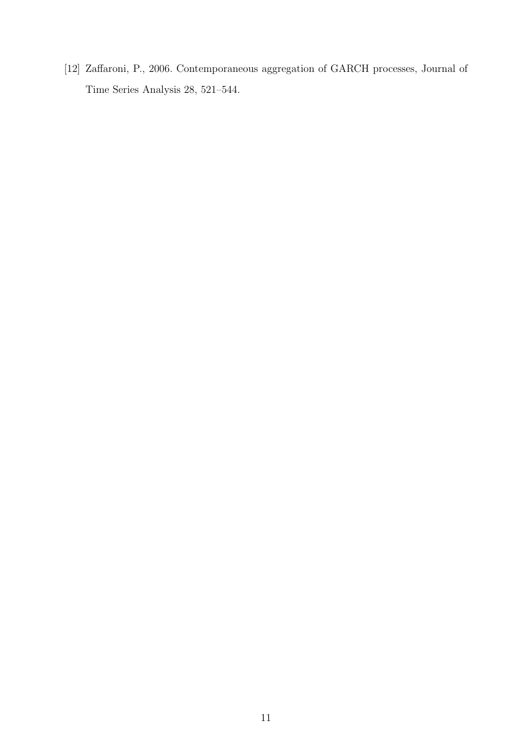[12] Zaffaroni, P., 2006. Contemporaneous aggregation of GARCH processes, Journal of Time Series Analysis 28, 521–544.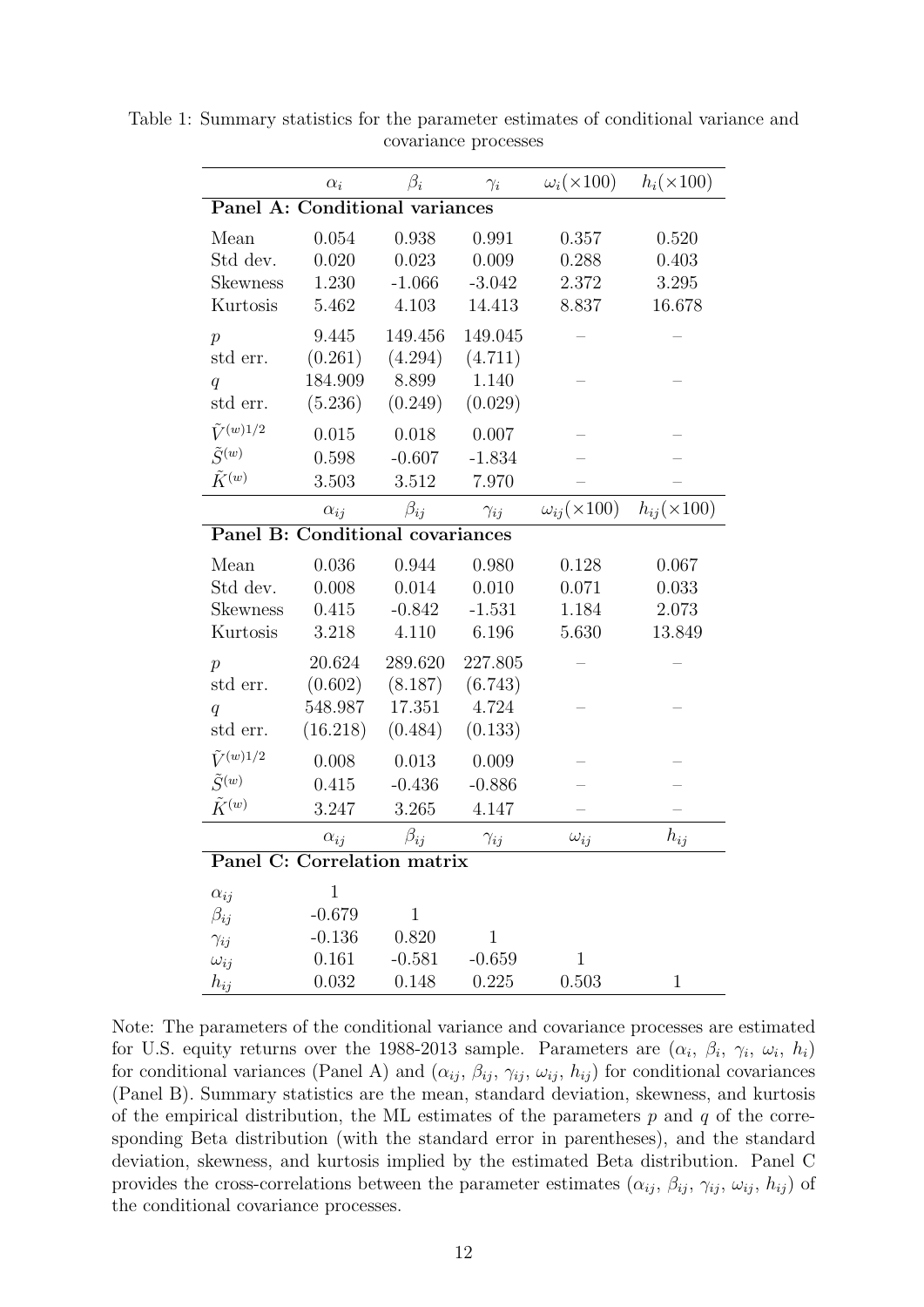Table 1: Summary statistics for the parameter estimates of conditional variance and covariance processes

| | $\alpha_i$ | $\beta_i$ | $\gamma_i$ | $\omega_i(\times 100)$ | $h_i(\times 100)$ |
|---|---|---|---|---|---|
| **Panel A: Conditional variances** | | | | | |
| Mean | 0.054 | 0.938 | 0.991 | 0.357 | 0.520 |
| Std dev. | 0.020 | 0.023 | 0.009 | 0.288 | 0.403 |
| Skewness | 1.230 | -1.066 | -3.042 | 2.372 | 3.295 |
| Kurtosis | 5.462 | 4.103 | 14.413 | 8.837 | 16.678 |
| $p$ | 9.445 | 149.456 | 149.045 | – | – |
| std err. | (0.261) | (4.294) | (4.711) | | |
| $q$ | 184.909 | 8.899 | 1.140 | – | – |
| std err. | (5.236) | (0.249) | (0.029) | | |
| $\tilde{V}^{(w)1/2}$ | 0.015 | 0.018 | 0.007 | – | – |
| $\tilde{S}^{(w)}$ | 0.598 | -0.607 | -1.834 | – | – |
| $\tilde{K}^{(w)}$ | 3.503 | 3.512 | 7.970 | – | – |
| | $\alpha_{ij}$ | $\beta_{ij}$ | $\gamma_{ij}$ | $\omega_{ij}(\times 100)$ | $h_{ij}(\times 100)$ |
| **Panel B: Conditional covariances** | | | | | |
| Mean | 0.036 | 0.944 | 0.980 | 0.128 | 0.067 |
| Std dev. | 0.008 | 0.014 | 0.010 | 0.071 | 0.033 |
| Skewness | 0.415 | -0.842 | -1.531 | 1.184 | 2.073 |
| Kurtosis | 3.218 | 4.110 | 6.196 | 5.630 | 13.849 |
| $p$ | 20.624 | 289.620 | 227.805 | – | – |
| std err. | (0.602) | (8.187) | (6.743) | | |
| $q$ | 548.987 | 17.351 | 4.724 | – | – |
| std err. | (16.218) | (0.484) | (0.133) | | |
| $\tilde{V}^{(w)1/2}$ | 0.008 | 0.013 | 0.009 | – | – |
| $\tilde{S}^{(w)}$ | 0.415 | -0.436 | -0.886 | – | – |
| $\tilde{K}^{(w)}$ | 3.247 | 3.265 | 4.147 | – | – |
| | $\alpha_{ij}$ | $\beta_{ij}$ | $\gamma_{ij}$ | $\omega_{ij}$ | $h_{ij}$ |
| **Panel C: Correlation matrix** | | | | | |
| $\alpha_{ij}$ | 1 | | | | |
| $\beta_{ij}$ | -0.679 | 1 | | | |
| $\gamma_{ij}$ | -0.136 | 0.820 | 1 | | |
| $\omega_{ij}$ | 0.161 | -0.581 | -0.659 | 1 | |
| $h_{ij}$ | 0.032 | 0.148 | 0.225 | 0.503 | 1 |

Note: The parameters of the conditional variance and covariance processes are estimated for U.S. equity returns over the 1988-2013 sample. Parameters are ($\alpha_i$, $\beta_i$, $\gamma_i$, $\omega_i$, $h_i$) for conditional variances (Panel A) and ($\alpha_{ij}$, $\beta_{ij}$, $\gamma_{ij}$, $\omega_{ij}$, $h_{ij}$) for conditional covariances (Panel B). Summary statistics are the mean, standard deviation, skewness, and kurtosis of the empirical distribution, the ML estimates of the parameters $p$ and $q$ of the corresponding Beta distribution (with the standard error in parentheses), and the standard deviation, skewness, and kurtosis implied by the estimated Beta distribution. Panel C provides the cross-correlations between the parameter estimates ($\alpha_{ij}$, $\beta_{ij}$, $\gamma_{ij}$, $\omega_{ij}$, $h_{ij}$) of the conditional covariance processes.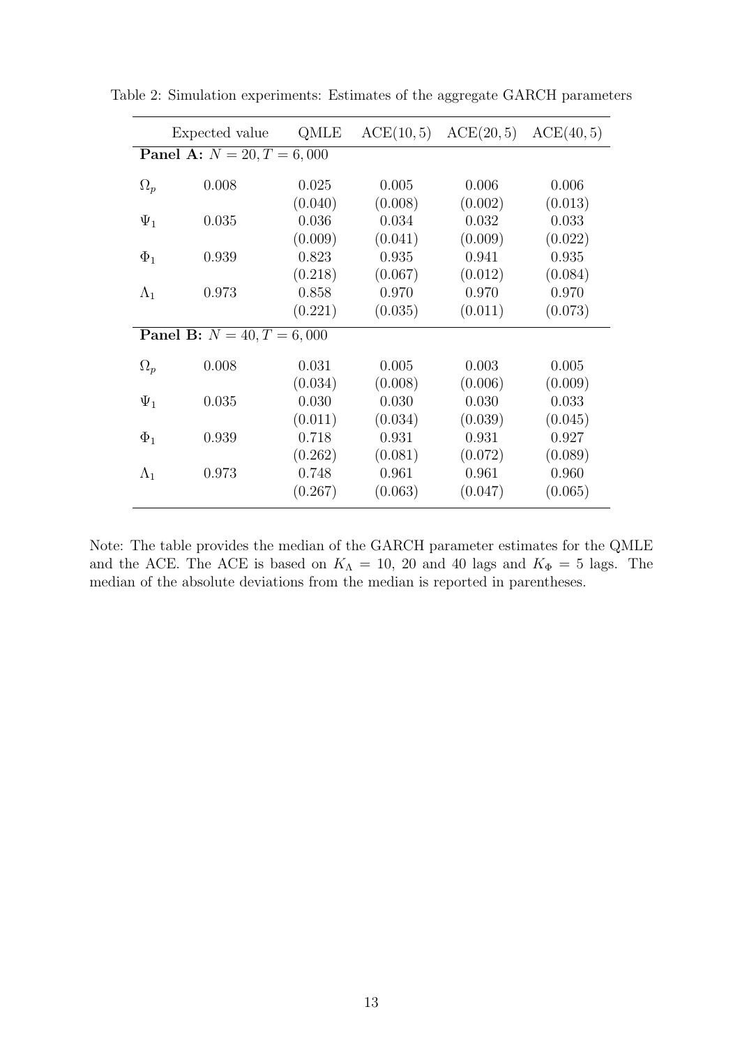Table 2: Simulation experiments: Estimates of the aggregate GARCH parameters

| | Expected value | QMLE | ACE(10, 5) | ACE(20, 5) | ACE(40, 5) |
|---|---|---|---|---|---|
| **Panel A:** $N = 20, T = 6,000$ | | | | | |
| $\Omega_p$ | 0.008 | 0.025 | 0.005 | 0.006 | 0.006 |
| | | (0.040) | (0.008) | (0.002) | (0.013) |
| $\Psi_1$ | 0.035 | 0.036 | 0.034 | 0.032 | 0.033 |
| | | (0.009) | (0.041) | (0.009) | (0.022) |
| $\Phi_1$ | 0.939 | 0.823 | 0.935 | 0.941 | 0.935 |
| | | (0.218) | (0.067) | (0.012) | (0.084) |
| $\Lambda_1$ | 0.973 | 0.858 | 0.970 | 0.970 | 0.970 |
| | | (0.221) | (0.035) | (0.011) | (0.073) |
| **Panel B:** $N = 40, T = 6,000$ | | | | | |
| $\Omega_p$ | 0.008 | 0.031 | 0.005 | 0.003 | 0.005 |
| | | (0.034) | (0.008) | (0.006) | (0.009) |
| $\Psi_1$ | 0.035 | 0.030 | 0.030 | 0.030 | 0.033 |
| | | (0.011) | (0.034) | (0.039) | (0.045) |
| $\Phi_1$ | 0.939 | 0.718 | 0.931 | 0.931 | 0.927 |
| | | (0.262) | (0.081) | (0.072) | (0.089) |
| $\Lambda_1$ | 0.973 | 0.748 | 0.961 | 0.961 | 0.960 |
| | | (0.267) | (0.063) | (0.047) | (0.065) |

Note: The table provides the median of the GARCH parameter estimates for the QMLE and the ACE. The ACE is based on $K_\Lambda = 10$, 20 and 40 lags and $K_\Phi = 5$ lags. The median of the absolute deviations from the median is reported in parentheses.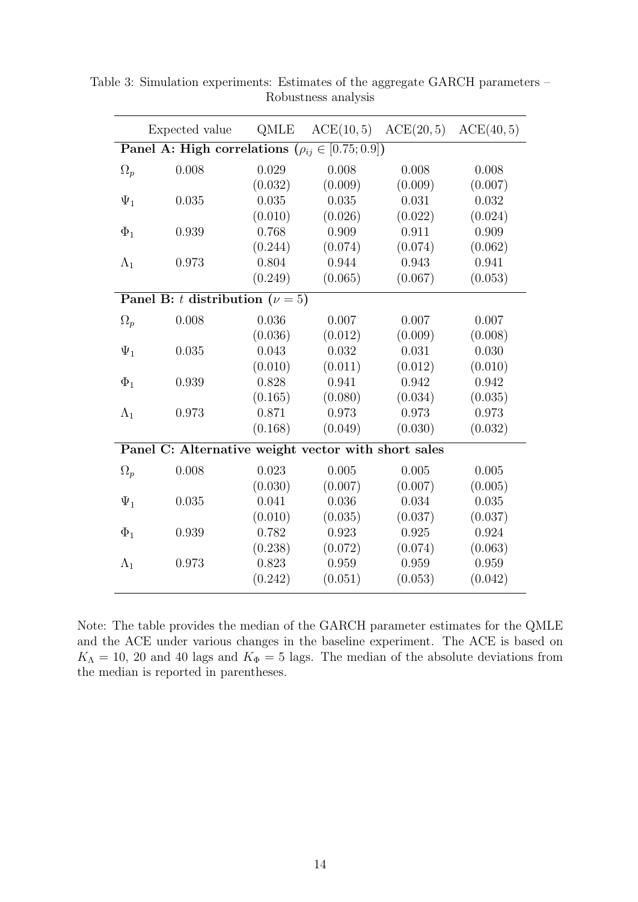Table 3: Simulation experiments: Estimates of the aggregate GARCH parameters – Robustness analysis

| | Expected value | QMLE | ACE(10, 5) | ACE(20, 5) | ACE(40, 5) |
|---|---|---|---|---|---|
| **Panel A: High correlations ($\rho_{ij} \in [0.75; 0.9]$)** | | | | | |
| $\Omega_p$ | 0.008 | 0.029 | 0.008 | 0.008 | 0.008 |
| | | (0.032) | (0.009) | (0.009) | (0.007) |
| $\Psi_1$ | 0.035 | 0.035 | 0.035 | 0.031 | 0.032 |
| | | (0.010) | (0.026) | (0.022) | (0.024) |
| $\Phi_1$ | 0.939 | 0.768 | 0.909 | 0.911 | 0.909 |
| | | (0.244) | (0.074) | (0.074) | (0.062) |
| $\Lambda_1$ | 0.973 | 0.804 | 0.944 | 0.943 | 0.941 |
| | | (0.249) | (0.065) | (0.067) | (0.053) |
| **Panel B: $t$ distribution ($\nu = 5$)** | | | | | |
| $\Omega_p$ | 0.008 | 0.036 | 0.007 | 0.007 | 0.007 |
| | | (0.036) | (0.012) | (0.009) | (0.008) |
| $\Psi_1$ | 0.035 | 0.043 | 0.032 | 0.031 | 0.030 |
| | | (0.010) | (0.011) | (0.012) | (0.010) |
| $\Phi_1$ | 0.939 | 0.828 | 0.941 | 0.942 | 0.942 |
| | | (0.165) | (0.080) | (0.034) | (0.035) |
| $\Lambda_1$ | 0.973 | 0.871 | 0.973 | 0.973 | 0.973 |
| | | (0.168) | (0.049) | (0.030) | (0.032) |
| **Panel C: Alternative weight vector with short sales** | | | | | |
| $\Omega_p$ | 0.008 | 0.023 | 0.005 | 0.005 | 0.005 |
| | | (0.030) | (0.007) | (0.007) | (0.005) |
| $\Psi_1$ | 0.035 | 0.041 | 0.036 | 0.034 | 0.035 |
| | | (0.010) | (0.035) | (0.037) | (0.037) |
| $\Phi_1$ | 0.939 | 0.782 | 0.923 | 0.925 | 0.924 |
| | | (0.238) | (0.072) | (0.074) | (0.063) |
| $\Lambda_1$ | 0.973 | 0.823 | 0.959 | 0.959 | 0.959 |
| | | (0.242) | (0.051) | (0.053) | (0.042) |

Note: The table provides the median of the GARCH parameter estimates for the QMLE and the ACE under various changes in the baseline experiment. The ACE is based on $K_\Lambda = 10$, 20 and 40 lags and $K_\Phi = 5$ lags. The median of the absolute deviations from the median is reported in parentheses.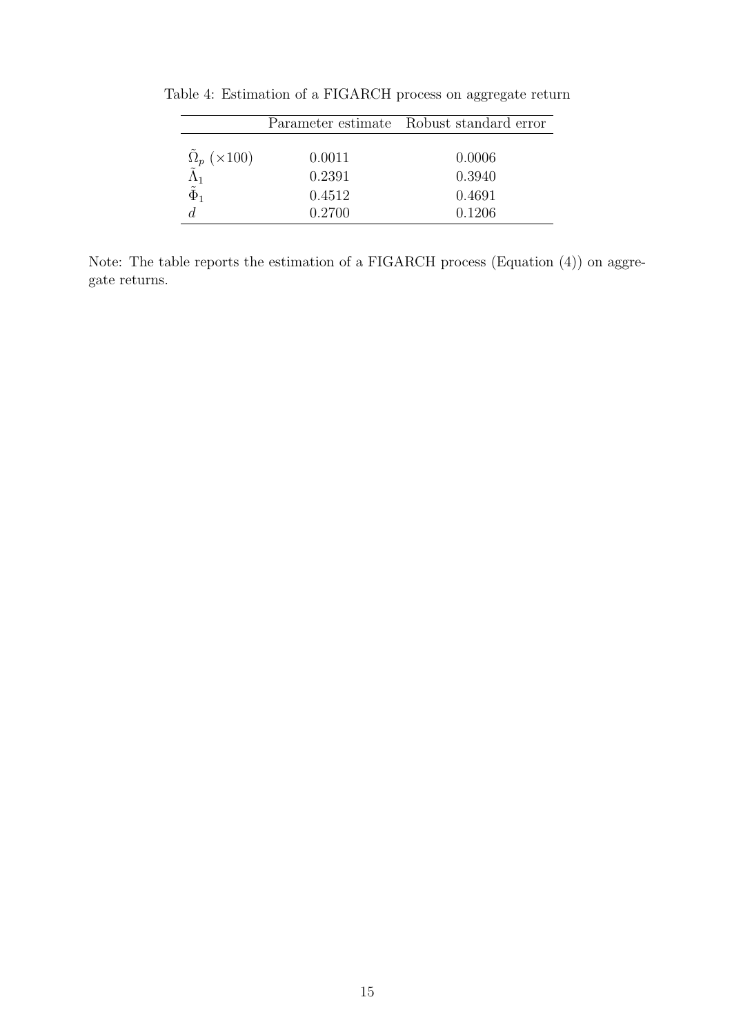Table 4: Estimation of a FIGARCH process on aggregate return

| | Parameter estimate | Robust standard error |
|---|---|---|
| $\tilde{\Omega}_p$ ($\times 100$) | 0.0011 | 0.0006 |
| $\tilde{\Lambda}_1$ | 0.2391 | 0.3940 |
| $\tilde{\Phi}_1$ | 0.4512 | 0.4691 |
| $d$ | 0.2700 | 0.1206 |

Note: The table reports the estimation of a FIGARCH process (Equation (4)) on aggregate returns.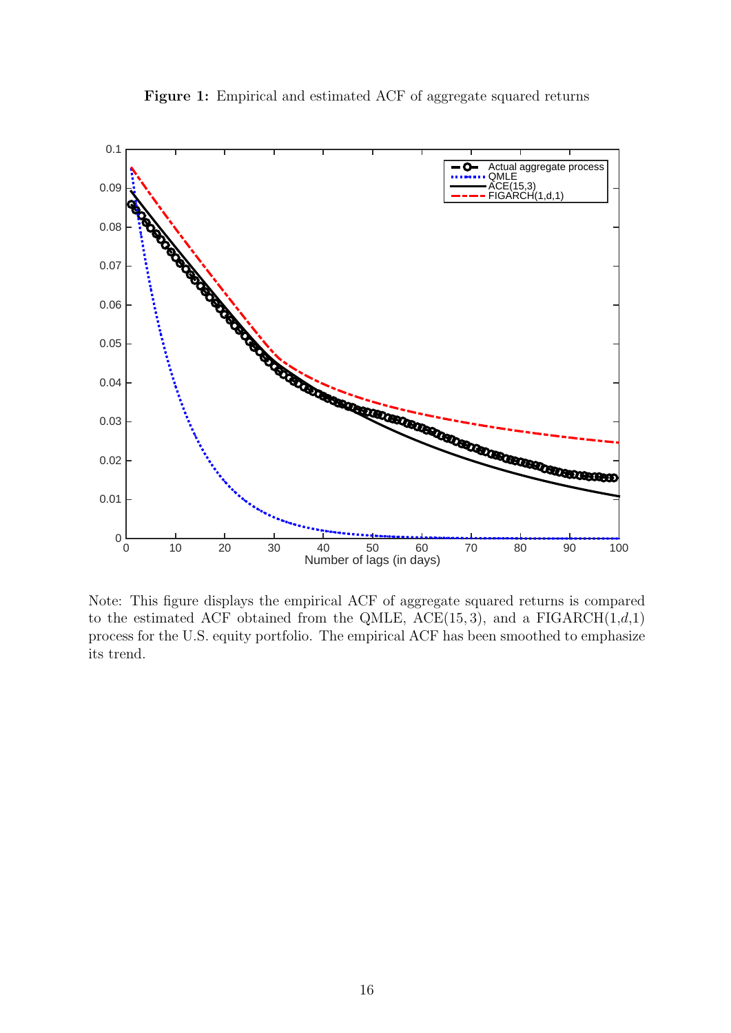**Figure 1:** Empirical and estimated ACF of aggregate squared returns

Actual aggregate process
QMLE
ACE(15,3)
FIGARCH(1,d,1)

0.1
0.09
0.08
0.07
0.06
0.05
0.04
0.03
0.02
0.01
0

0 10 20 30 40 50 60 70 80 90 100

Number of lags (in days)

Note: This figure displays the empirical ACF of aggregate squared returns is compared to the estimated ACF obtained from the QMLE, ACE$(15, 3)$, and a FIGARCH$(1,d,1)$ process for the U.S. equity portfolio. The empirical ACF has been smoothed to emphasize its trend.